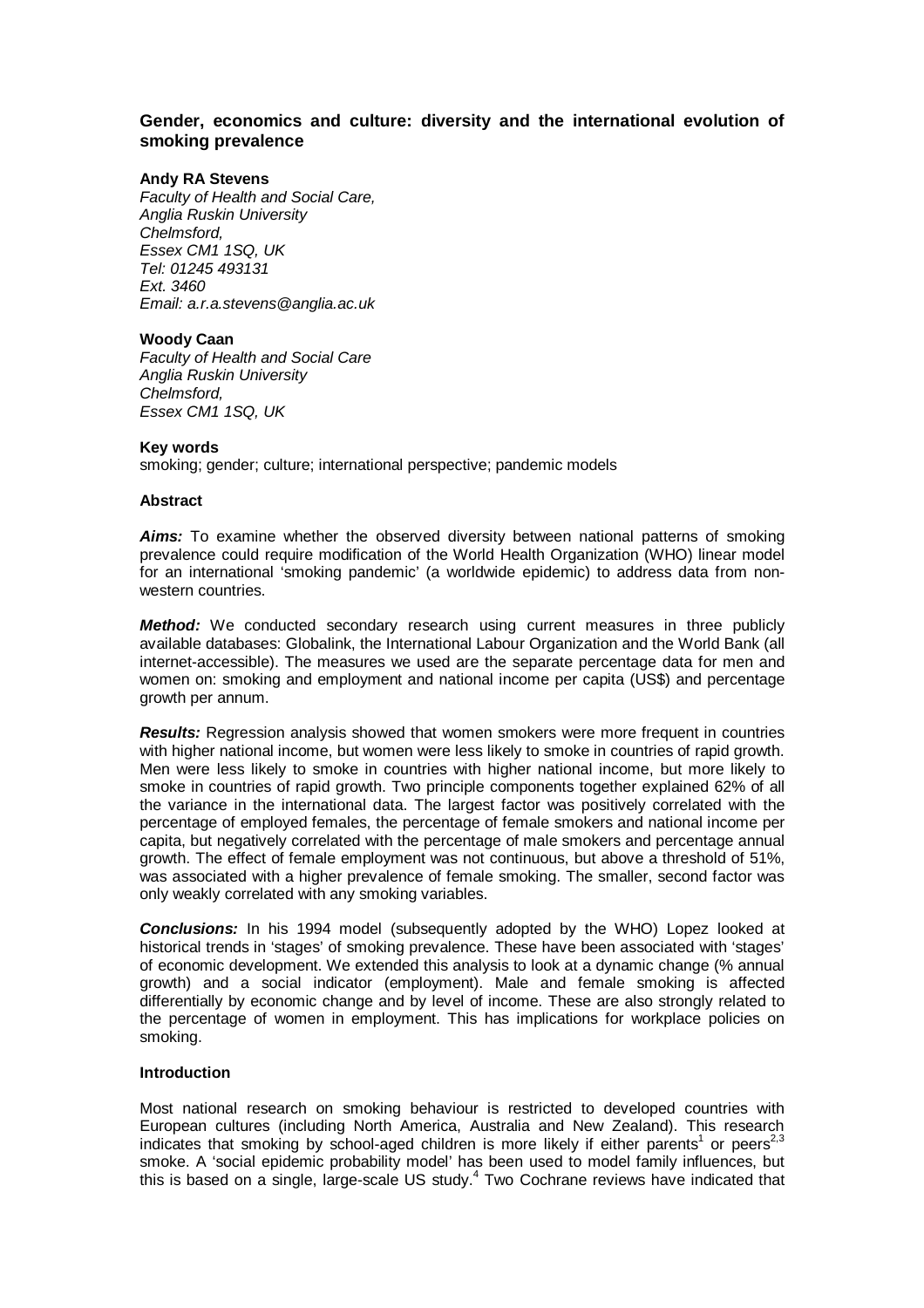# Gender, economics and culture: diversity and the international evolution of smoking prevalence

**Andy RA Stevens**
*Faculty of Health and Social Care,*
*Anglia Ruskin University*
*Chelmsford,*
*Essex CM1 1SQ, UK*
*Tel: 01245 493131*
*Ext. 3460*
*Email: a.r.a.stevens@anglia.ac.uk*

**Woody Caan**
*Faculty of Health and Social Care*
*Anglia Ruskin University*
*Chelmsford,*
*Essex CM1 1SQ, UK*

**Key words**

smoking; gender; culture; international perspective; pandemic models

**Abstract**

***Aims:*** To examine whether the observed diversity between national patterns of smoking prevalence could require modification of the World Health Organization (WHO) linear model for an international 'smoking pandemic' (a worldwide epidemic) to address data from non-western countries.

***Method:*** We conducted secondary research using current measures in three publicly available databases: Globalink, the International Labour Organization and the World Bank (all internet-accessible). The measures we used are the separate percentage data for men and women on: smoking and employment and national income per capita (US$) and percentage growth per annum.

***Results:*** Regression analysis showed that women smokers were more frequent in countries with higher national income, but women were less likely to smoke in countries of rapid growth. Men were less likely to smoke in countries with higher national income, but more likely to smoke in countries of rapid growth. Two principle components together explained 62% of all the variance in the international data. The largest factor was positively correlated with the percentage of employed females, the percentage of female smokers and national income per capita, but negatively correlated with the percentage of male smokers and percentage annual growth. The effect of female employment was not continuous, but above a threshold of 51%, was associated with a higher prevalence of female smoking. The smaller, second factor was only weakly correlated with any smoking variables.

***Conclusions:*** In his 1994 model (subsequently adopted by the WHO) Lopez looked at historical trends in 'stages' of smoking prevalence. These have been associated with 'stages' of economic development. We extended this analysis to look at a dynamic change (% annual growth) and a social indicator (employment). Male and female smoking is affected differentially by economic change and by level of income. These are also strongly related to the percentage of women in employment. This has implications for workplace policies on smoking.

**Introduction**

Most national research on smoking behaviour is restricted to developed countries with European cultures (including North America, Australia and New Zealand). This research indicates that smoking by school-aged children is more likely if either parents[1] or peers[2,3] smoke. A 'social epidemic probability model' has been used to model family influences, but this is based on a single, large-scale US study.[4] Two Cochrane reviews have indicated that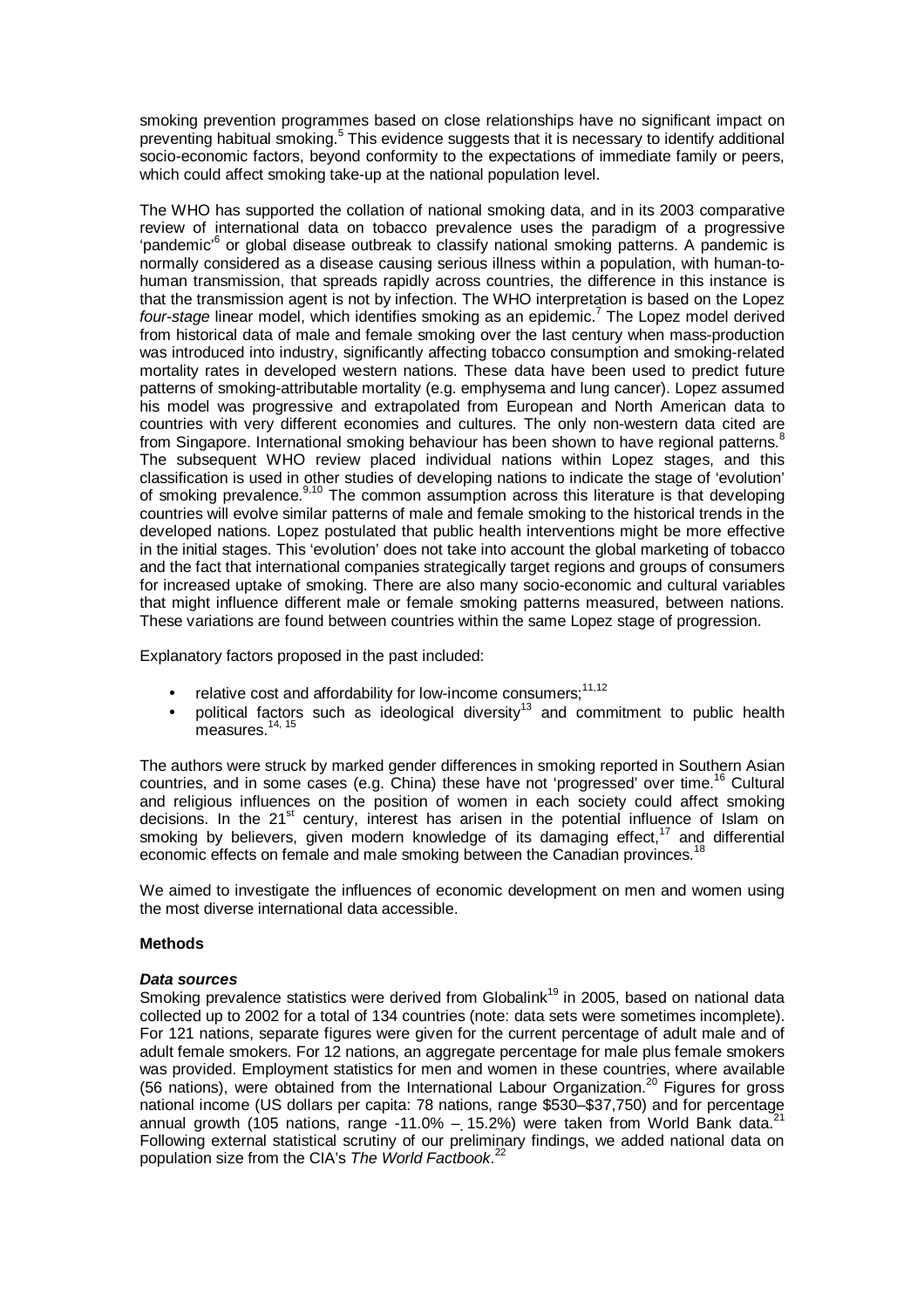smoking prevention programmes based on close relationships have no significant impact on preventing habitual smoking.[5] This evidence suggests that it is necessary to identify additional socio-economic factors, beyond conformity to the expectations of immediate family or peers, which could affect smoking take-up at the national population level.

The WHO has supported the collation of national smoking data, and in its 2003 comparative review of international data on tobacco prevalence uses the paradigm of a progressive 'pandemic'[6] or global disease outbreak to classify national smoking patterns. A pandemic is normally considered as a disease causing serious illness within a population, with human-to-human transmission, that spreads rapidly across countries, the difference in this instance is that the transmission agent is not by infection. The WHO interpretation is based on the Lopez *four-stage* linear model, which identifies smoking as an epidemic.[7] The Lopez model derived from historical data of male and female smoking over the last century when mass-production was introduced into industry, significantly affecting tobacco consumption and smoking-related mortality rates in developed western nations. These data have been used to predict future patterns of smoking-attributable mortality (e.g. emphysema and lung cancer). Lopez assumed his model was progressive and extrapolated from European and North American data to countries with very different economies and cultures. The only non-western data cited are from Singapore. International smoking behaviour has been shown to have regional patterns.[8] The subsequent WHO review placed individual nations within Lopez stages, and this classification is used in other studies of developing nations to indicate the stage of 'evolution' of smoking prevalence.[9,10] The common assumption across this literature is that developing countries will evolve similar patterns of male and female smoking to the historical trends in the developed nations. Lopez postulated that public health interventions might be more effective in the initial stages. This 'evolution' does not take into account the global marketing of tobacco and the fact that international companies strategically target regions and groups of consumers for increased uptake of smoking. There are also many socio-economic and cultural variables that might influence different male or female smoking patterns measured, between nations. These variations are found between countries within the same Lopez stage of progression.

Explanatory factors proposed in the past included:

- relative cost and affordability for low-income consumers;[11,12]
- political factors such as ideological diversity[13] and commitment to public health measures.[14, 15]

The authors were struck by marked gender differences in smoking reported in Southern Asian countries, and in some cases (e.g. China) these have not 'progressed' over time.[16] Cultural and religious influences on the position of women in each society could affect smoking decisions. In the 21st century, interest has arisen in the potential influence of Islam on smoking by believers, given modern knowledge of its damaging effect,[17] and differential economic effects on female and male smoking between the Canadian provinces.[18]

We aimed to investigate the influences of economic development on men and women using the most diverse international data accessible.

## Methods

### *Data sources*

Smoking prevalence statistics were derived from Globalink[19] in 2005, based on national data collected up to 2002 for a total of 134 countries (note: data sets were sometimes incomplete). For 121 nations, separate figures were given for the current percentage of adult male and of adult female smokers. For 12 nations, an aggregate percentage for male plus female smokers was provided. Employment statistics for men and women in these countries, where available (56 nations), were obtained from the International Labour Organization.[20] Figures for gross national income (US dollars per capita: 78 nations, range \$530–\$37,750) and for percentage annual growth (105 nations, range -11.0% – 15.2%) were taken from World Bank data.[21] Following external statistical scrutiny of our preliminary findings, we added national data on population size from the CIA's *The World Factbook*.[22]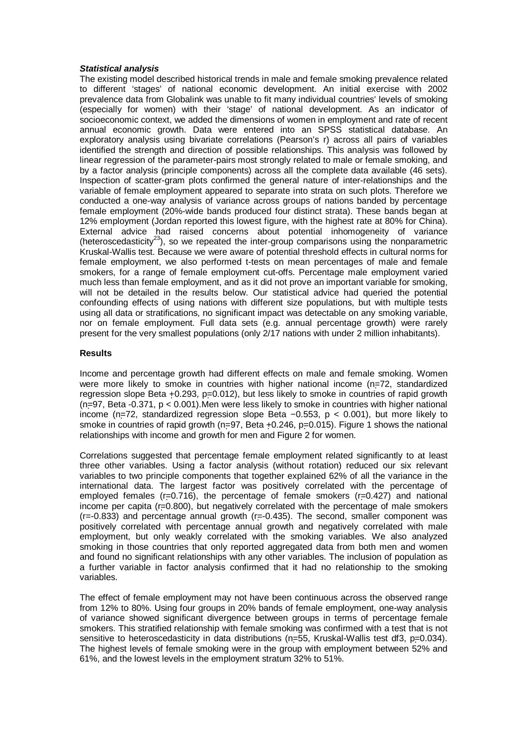### ***Statistical analysis***

The existing model described historical trends in male and female smoking prevalence related to different 'stages' of national economic development. An initial exercise with 2002 prevalence data from Globalink was unable to fit many individual countries' levels of smoking (especially for women) with their 'stage' of national development. As an indicator of socioeconomic context, we added the dimensions of women in employment and rate of recent annual economic growth. Data were entered into an SPSS statistical database. An exploratory analysis using bivariate correlations (Pearson's r) across all pairs of variables identified the strength and direction of possible relationships. This analysis was followed by linear regression of the parameter-pairs most strongly related to male or female smoking, and by a factor analysis (principle components) across all the complete data available (46 sets). Inspection of scatter-gram plots confirmed the general nature of inter-relationships and the variable of female employment appeared to separate into strata on such plots. Therefore we conducted a one-way analysis of variance across groups of nations banded by percentage female employment (20%-wide bands produced four distinct strata). These bands began at 12% employment (Jordan reported this lowest figure, with the highest rate at 80% for China). External advice had raised concerns about potential inhomogeneity of variance (heteroscedasticity[23]), so we repeated the inter-group comparisons using the nonparametric Kruskal-Wallis test. Because we were aware of potential threshold effects in cultural norms for female employment, we also performed t-tests on mean percentages of male and female smokers, for a range of female employment cut-offs. Percentage male employment varied much less than female employment, and as it did not prove an important variable for smoking, will not be detailed in the results below. Our statistical advice had queried the potential confounding effects of using nations with different size populations, but with multiple tests using all data or stratifications, no significant impact was detectable on any smoking variable, nor on female employment. Full data sets (e.g. annual percentage growth) were rarely present for the very smallest populations (only 2/17 nations with under 2 million inhabitants).

## **Results**

Income and percentage growth had different effects on male and female smoking. Women were more likely to smoke in countries with higher national income ($n=72$, standardized regression slope Beta $+0.293$, $p=0.012$), but less likely to smoke in countries of rapid growth ($n=97$, Beta $-0.371$, $p < 0.001$). Men were less likely to smoke in countries with higher national income ($n=72$, standardized regression slope Beta $-0.553$, $p < 0.001$), but more likely to smoke in countries of rapid growth ($n=97$, Beta $+0.246$, $p=0.015$). Figure 1 shows the national relationships with income and growth for men and Figure 2 for women.

Correlations suggested that percentage female employment related significantly to at least three other variables. Using a factor analysis (without rotation) reduced our six relevant variables to two principle components that together explained 62% of all the variance in the international data. The largest factor was positively correlated with the percentage of employed females ($r=0.716$), the percentage of female smokers ($r=0.427$) and national income per capita ($r=0.800$), but negatively correlated with the percentage of male smokers ($r=-0.833$) and percentage annual growth ($r=-0.435$). The second, smaller component was positively correlated with percentage annual growth and negatively correlated with male employment, but only weakly correlated with the smoking variables. We also analyzed smoking in those countries that only reported aggregated data from both men and women and found no significant relationships with any other variables. The inclusion of population as a further variable in factor analysis confirmed that it had no relationship to the smoking variables.

The effect of female employment may not have been continuous across the observed range from 12% to 80%. Using four groups in 20% bands of female employment, one-way analysis of variance showed significant divergence between groups in terms of percentage female smokers. This stratified relationship with female smoking was confirmed with a test that is not sensitive to heteroscedasticity in data distributions ($n=55$, Kruskal-Wallis test df3, $p=0.034$). The highest levels of female smoking were in the group with employment between 52% and 61%, and the lowest levels in the employment stratum 32% to 51%.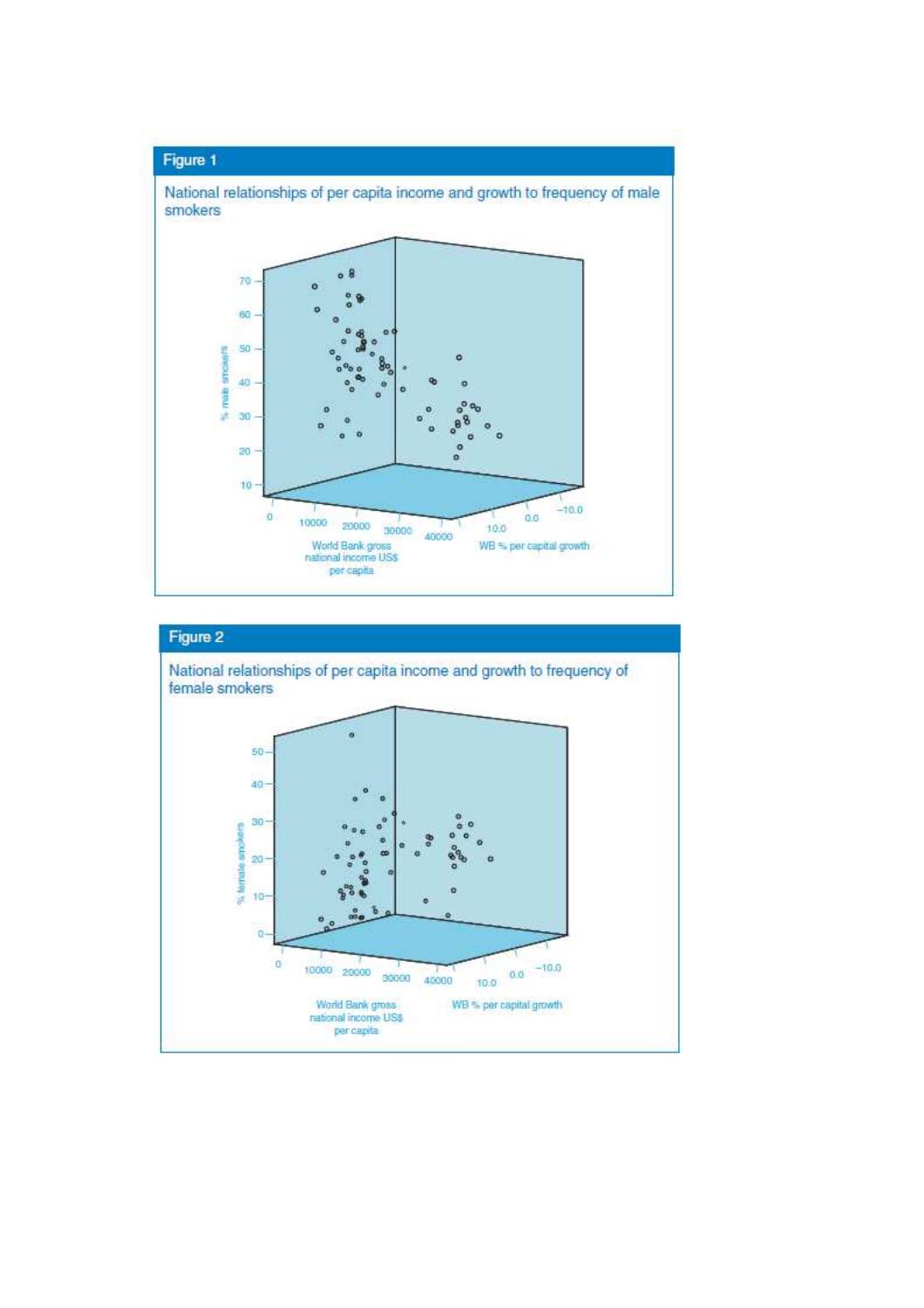## Figure 1

National relationships of per capita income and growth to frequency of male smokers

## Figure 2

National relationships of per capita income and growth to frequency of female smokers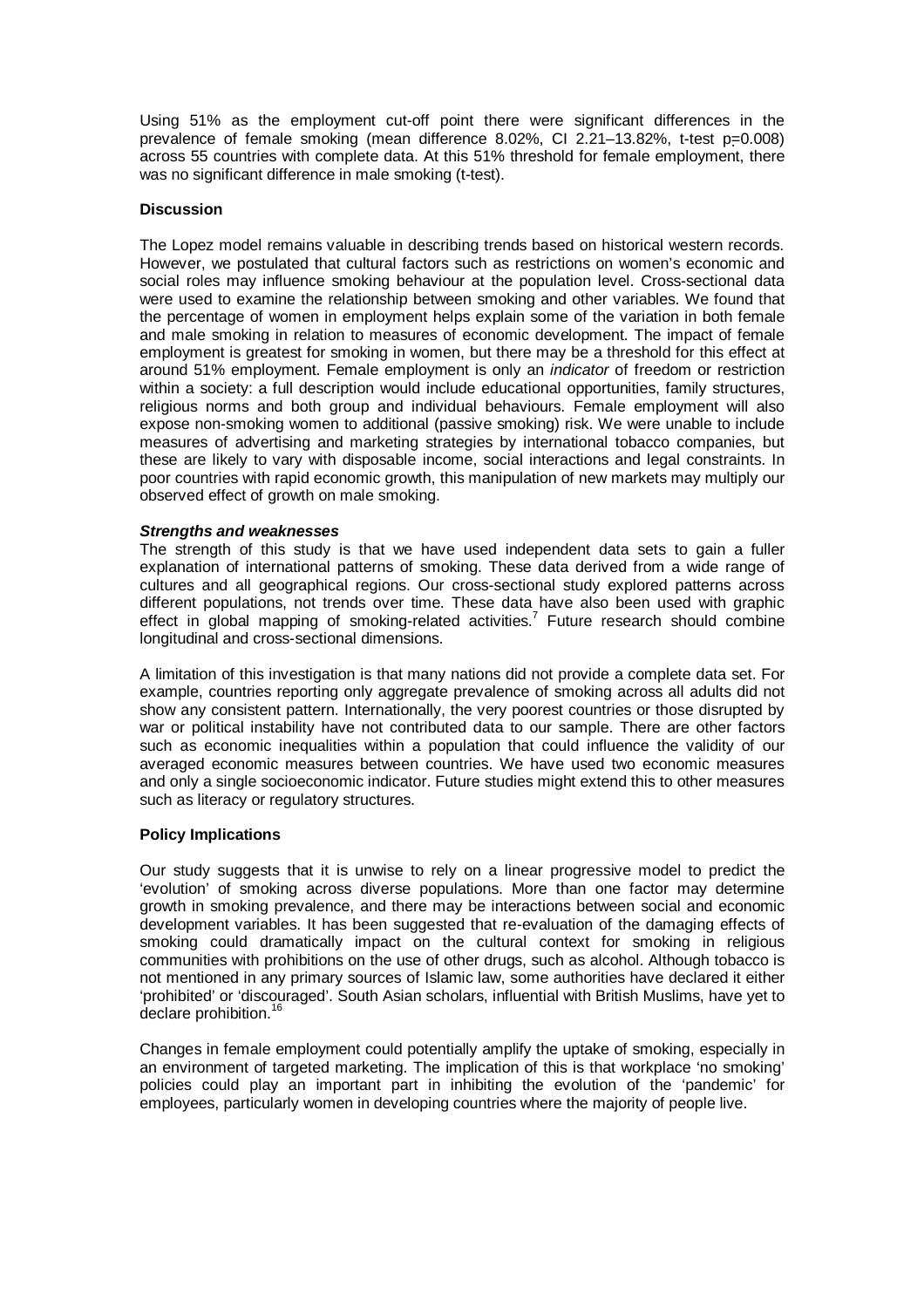Using 51% as the employment cut-off point there were significant differences in the prevalence of female smoking (mean difference 8.02%, CI 2.21–13.82%, t-test $p=0.008$) across 55 countries with complete data. At this 51% threshold for female employment, there was no significant difference in male smoking (t-test).

## Discussion

The Lopez model remains valuable in describing trends based on historical western records. However, we postulated that cultural factors such as restrictions on women's economic and social roles may influence smoking behaviour at the population level. Cross-sectional data were used to examine the relationship between smoking and other variables. We found that the percentage of women in employment helps explain some of the variation in both female and male smoking in relation to measures of economic development. The impact of female employment is greatest for smoking in women, but there may be a threshold for this effect at around 51% employment. Female employment is only an *indicator* of freedom or restriction within a society: a full description would include educational opportunities, family structures, religious norms and both group and individual behaviours. Female employment will also expose non-smoking women to additional (passive smoking) risk. We were unable to include measures of advertising and marketing strategies by international tobacco companies, but these are likely to vary with disposable income, social interactions and legal constraints. In poor countries with rapid economic growth, this manipulation of new markets may multiply our observed effect of growth on male smoking.

### *Strengths and weaknesses*

The strength of this study is that we have used independent data sets to gain a fuller explanation of international patterns of smoking. These data derived from a wide range of cultures and all geographical regions. Our cross-sectional study explored patterns across different populations, not trends over time. These data have also been used with graphic effect in global mapping of smoking-related activities.[7] Future research should combine longitudinal and cross-sectional dimensions.

A limitation of this investigation is that many nations did not provide a complete data set. For example, countries reporting only aggregate prevalence of smoking across all adults did not show any consistent pattern. Internationally, the very poorest countries or those disrupted by war or political instability have not contributed data to our sample. There are other factors such as economic inequalities within a population that could influence the validity of our averaged economic measures between countries. We have used two economic measures and only a single socioeconomic indicator. Future studies might extend this to other measures such as literacy or regulatory structures.

## Policy Implications

Our study suggests that it is unwise to rely on a linear progressive model to predict the 'evolution' of smoking across diverse populations. More than one factor may determine growth in smoking prevalence, and there may be interactions between social and economic development variables. It has been suggested that re-evaluation of the damaging effects of smoking could dramatically impact on the cultural context for smoking in religious communities with prohibitions on the use of other drugs, such as alcohol. Although tobacco is not mentioned in any primary sources of Islamic law, some authorities have declared it either 'prohibited' or 'discouraged'. South Asian scholars, influential with British Muslims, have yet to declare prohibition.[16]

Changes in female employment could potentially amplify the uptake of smoking, especially in an environment of targeted marketing. The implication of this is that workplace 'no smoking' policies could play an important part in inhibiting the evolution of the 'pandemic' for employees, particularly women in developing countries where the majority of people live.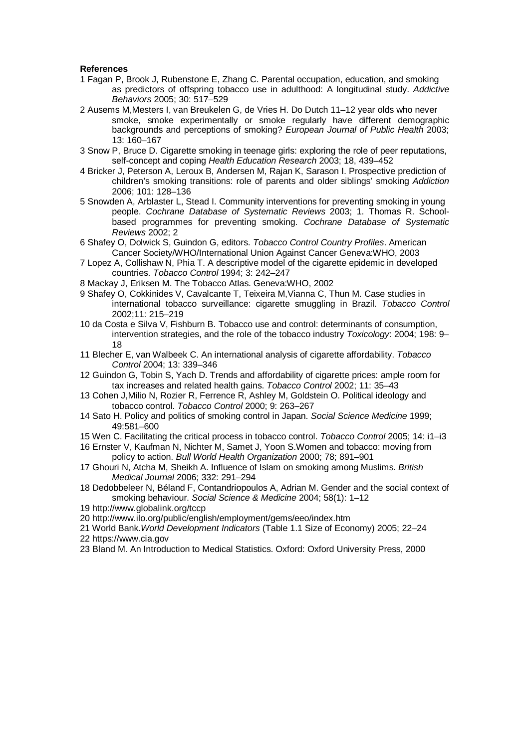**References**

1 Fagan P, Brook J, Rubenstone E, Zhang C. Parental occupation, education, and smoking as predictors of offspring tobacco use in adulthood: A longitudinal study. *Addictive Behaviors* 2005; 30: 517–529

2 Ausems M,Mesters I, van Breukelen G, de Vries H. Do Dutch 11–12 year olds who never smoke, smoke experimentally or smoke regularly have different demographic backgrounds and perceptions of smoking? *European Journal of Public Health* 2003; 13: 160–167

3 Snow P, Bruce D. Cigarette smoking in teenage girls: exploring the role of peer reputations, self-concept and coping *Health Education Research* 2003; 18, 439–452

4 Bricker J, Peterson A, Leroux B, Andersen M, Rajan K, Sarason I. Prospective prediction of children's smoking transitions: role of parents and older siblings' smoking *Addiction* 2006; 101: 128–136

5 Snowden A, Arblaster L, Stead I. Community interventions for preventing smoking in young people. *Cochrane Database of Systematic Reviews* 2003; 1. Thomas R. School-based programmes for preventing smoking. *Cochrane Database of Systematic Reviews* 2002; 2

6 Shafey O, Dolwick S, Guindon G, editors. *Tobacco Control Country Profiles*. American Cancer Society/WHO/International Union Against Cancer Geneva:WHO, 2003

7 Lopez A, Collishaw N, Phia T. A descriptive model of the cigarette epidemic in developed countries. *Tobacco Control* 1994; 3: 242–247

8 Mackay J, Eriksen M. The Tobacco Atlas. Geneva:WHO, 2002

9 Shafey O, Cokkinides V, Cavalcante T, Teixeira M,Vianna C, Thun M. Case studies in international tobacco surveillance: cigarette smuggling in Brazil. *Tobacco Control* 2002;11: 215–219

10 da Costa e Silva V, Fishburn B. Tobacco use and control: determinants of consumption, intervention strategies, and the role of the tobacco industry *Toxicology*: 2004; 198: 9–18

11 Blecher E, van Walbeek C. An international analysis of cigarette affordability. *Tobacco Control* 2004; 13: 339–346

12 Guindon G, Tobin S, Yach D. Trends and affordability of cigarette prices: ample room for tax increases and related health gains. *Tobacco Control* 2002; 11: 35–43

13 Cohen J,Milio N, Rozier R, Ferrence R, Ashley M, Goldstein O. Political ideology and tobacco control. *Tobacco Control* 2000; 9: 263–267

14 Sato H. Policy and politics of smoking control in Japan. *Social Science Medicine* 1999; 49:581–600

15 Wen C. Facilitating the critical process in tobacco control. *Tobacco Control* 2005; 14: i1–i3

16 Ernster V, Kaufman N, Nichter M, Samet J, Yoon S.Women and tobacco: moving from policy to action. *Bull World Health Organization* 2000; 78; 891–901

17 Ghouri N, Atcha M, Sheikh A. Influence of Islam on smoking among Muslims. *British Medical Journal* 2006; 332: 291–294

18 Dedobbeleer N, Béland F, Contandriopoulos A, Adrian M. Gender and the social context of smoking behaviour. *Social Science & Medicine* 2004; 58(1): 1–12

19 http://www.globalink.org/tccp

20 http://www.ilo.org/public/english/employment/gems/eeo/index.htm

21 World Bank.*World Development Indicators* (Table 1.1 Size of Economy) 2005; 22–24

22 https://www.cia.gov

23 Bland M. An Introduction to Medical Statistics. Oxford: Oxford University Press, 2000